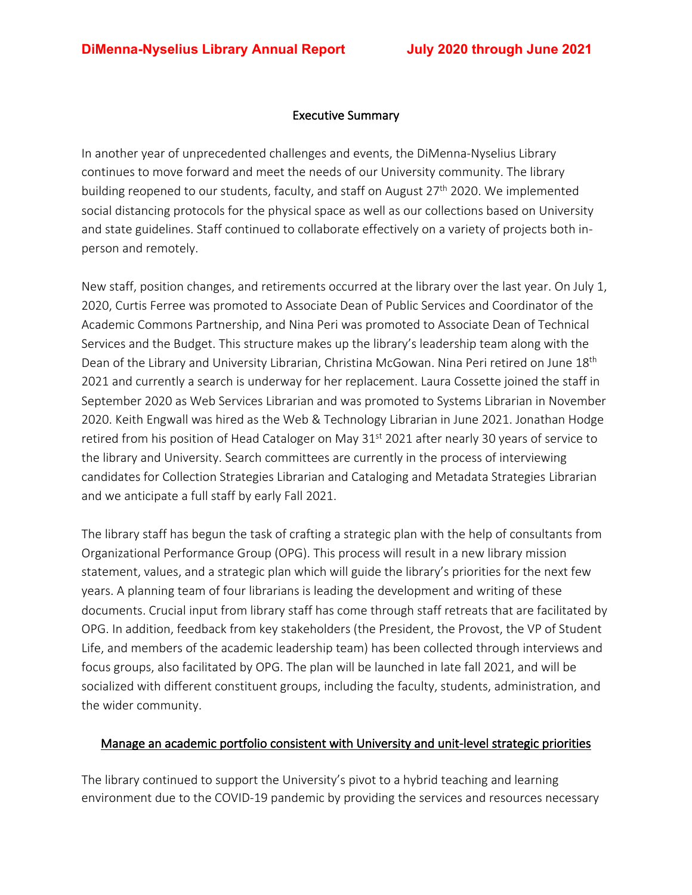# DiMenna-Nyselius Library Annual Report July 2020 through June 2021

## Executive Summary

In another year of unprecedented challenges and events, the DiMenna-Nyselius Library continues to move forward and meet the needs of our University community. The library building reopened to our students, faculty, and staff on August 27th 2020. We implemented social distancing protocols for the physical space as well as our collections based on University and state guidelines. Staff continued to collaborate effectively on a variety of projects both in-person and remotely.

New staff, position changes, and retirements occurred at the library over the last year. On July 1, 2020, Curtis Ferree was promoted to Associate Dean of Public Services and Coordinator of the Academic Commons Partnership, and Nina Peri was promoted to Associate Dean of Technical Services and the Budget. This structure makes up the library's leadership team along with the Dean of the Library and University Librarian, Christina McGowan. Nina Peri retired on June 18th 2021 and currently a search is underway for her replacement. Laura Cossette joined the staff in September 2020 as Web Services Librarian and was promoted to Systems Librarian in November 2020. Keith Engwall was hired as the Web & Technology Librarian in June 2021. Jonathan Hodge retired from his position of Head Cataloger on May 31st 2021 after nearly 30 years of service to the library and University. Search committees are currently in the process of interviewing candidates for Collection Strategies Librarian and Cataloging and Metadata Strategies Librarian and we anticipate a full staff by early Fall 2021.

The library staff has begun the task of crafting a strategic plan with the help of consultants from Organizational Performance Group (OPG). This process will result in a new library mission statement, values, and a strategic plan which will guide the library's priorities for the next few years. A planning team of four librarians is leading the development and writing of these documents. Crucial input from library staff has come through staff retreats that are facilitated by OPG. In addition, feedback from key stakeholders (the President, the Provost, the VP of Student Life, and members of the academic leadership team) has been collected through interviews and focus groups, also facilitated by OPG. The plan will be launched in late fall 2021, and will be socialized with different constituent groups, including the faculty, students, administration, and the wider community.

### Manage an academic portfolio consistent with University and unit-level strategic priorities

The library continued to support the University's pivot to a hybrid teaching and learning environment due to the COVID-19 pandemic by providing the services and resources necessary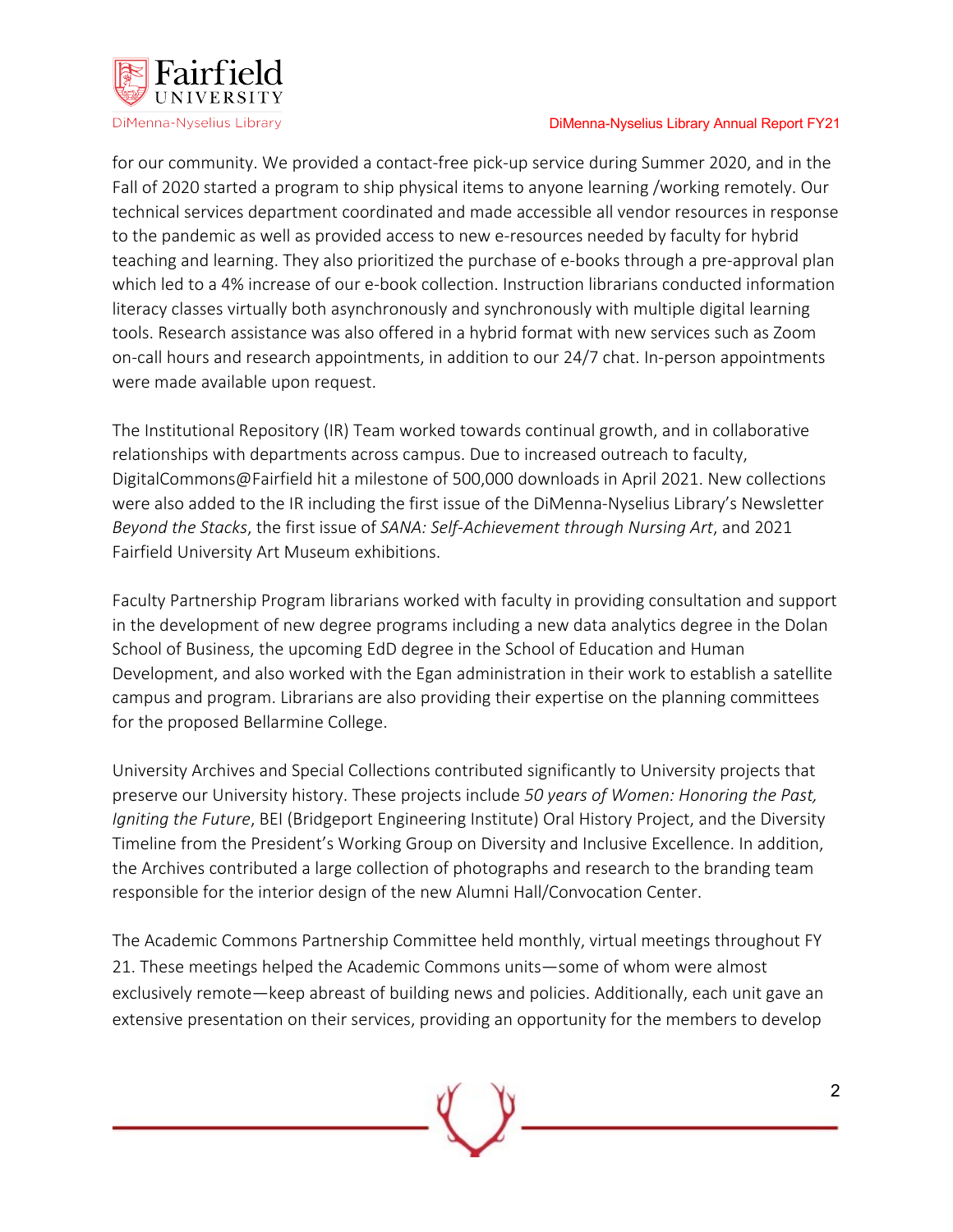for our community. We provided a contact-free pick-up service during Summer 2020, and in the Fall of 2020 started a program to ship physical items to anyone learning /working remotely. Our technical services department coordinated and made accessible all vendor resources in response to the pandemic as well as provided access to new e-resources needed by faculty for hybrid teaching and learning. They also prioritized the purchase of e-books through a pre-approval plan which led to a 4% increase of our e-book collection. Instruction librarians conducted information literacy classes virtually both asynchronously and synchronously with multiple digital learning tools. Research assistance was also offered in a hybrid format with new services such as Zoom on-call hours and research appointments, in addition to our 24/7 chat. In-person appointments were made available upon request.

The Institutional Repository (IR) Team worked towards continual growth, and in collaborative relationships with departments across campus. Due to increased outreach to faculty, DigitalCommons@Fairfield hit a milestone of 500,000 downloads in April 2021. New collections were also added to the IR including the first issue of the DiMenna-Nyselius Library's Newsletter *Beyond the Stacks*, the first issue of *SANA: Self-Achievement through Nursing Art*, and 2021 Fairfield University Art Museum exhibitions.

Faculty Partnership Program librarians worked with faculty in providing consultation and support in the development of new degree programs including a new data analytics degree in the Dolan School of Business, the upcoming EdD degree in the School of Education and Human Development, and also worked with the Egan administration in their work to establish a satellite campus and program. Librarians are also providing their expertise on the planning committees for the proposed Bellarmine College.

University Archives and Special Collections contributed significantly to University projects that preserve our University history. These projects include *50 years of Women: Honoring the Past, Igniting the Future*, BEI (Bridgeport Engineering Institute) Oral History Project, and the Diversity Timeline from the President's Working Group on Diversity and Inclusive Excellence. In addition, the Archives contributed a large collection of photographs and research to the branding team responsible for the interior design of the new Alumni Hall/Convocation Center.

The Academic Commons Partnership Committee held monthly, virtual meetings throughout FY 21. These meetings helped the Academic Commons units—some of whom were almost exclusively remote—keep abreast of building news and policies. Additionally, each unit gave an extensive presentation on their services, providing an opportunity for the members to develop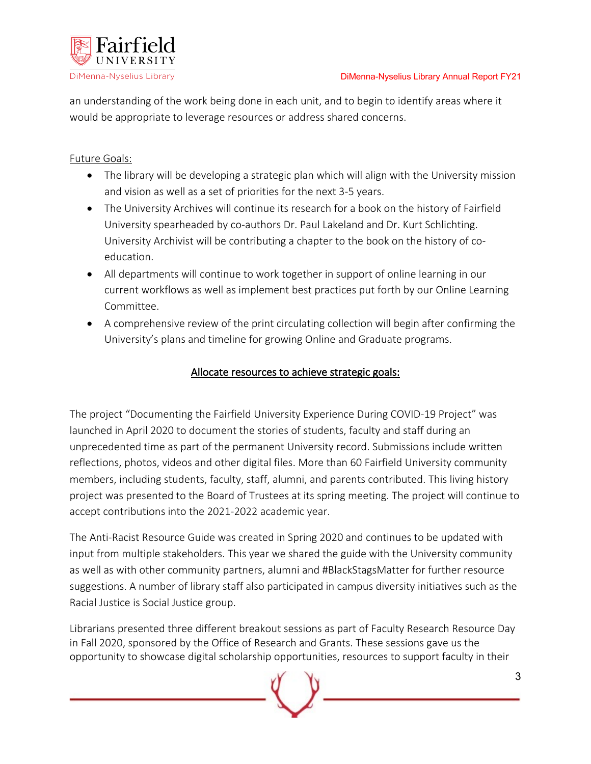an understanding of the work being done in each unit, and to begin to identify areas where it would be appropriate to leverage resources or address shared concerns.

Future Goals:

- The library will be developing a strategic plan which will align with the University mission and vision as well as a set of priorities for the next 3-5 years.
- The University Archives will continue its research for a book on the history of Fairfield University spearheaded by co-authors Dr. Paul Lakeland and Dr. Kurt Schlichting. University Archivist will be contributing a chapter to the book on the history of co-education.
- All departments will continue to work together in support of online learning in our current workflows as well as implement best practices put forth by our Online Learning Committee.
- A comprehensive review of the print circulating collection will begin after confirming the University's plans and timeline for growing Online and Graduate programs.

## Allocate resources to achieve strategic goals:

The project "Documenting the Fairfield University Experience During COVID-19 Project" was launched in April 2020 to document the stories of students, faculty and staff during an unprecedented time as part of the permanent University record. Submissions include written reflections, photos, videos and other digital files. More than 60 Fairfield University community members, including students, faculty, staff, alumni, and parents contributed. This living history project was presented to the Board of Trustees at its spring meeting. The project will continue to accept contributions into the 2021-2022 academic year.

The Anti-Racist Resource Guide was created in Spring 2020 and continues to be updated with input from multiple stakeholders. This year we shared the guide with the University community as well as with other community partners, alumni and #BlackStagsMatter for further resource suggestions. A number of library staff also participated in campus diversity initiatives such as the Racial Justice is Social Justice group.

Librarians presented three different breakout sessions as part of Faculty Research Resource Day in Fall 2020, sponsored by the Office of Research and Grants. These sessions gave us the opportunity to showcase digital scholarship opportunities, resources to support faculty in their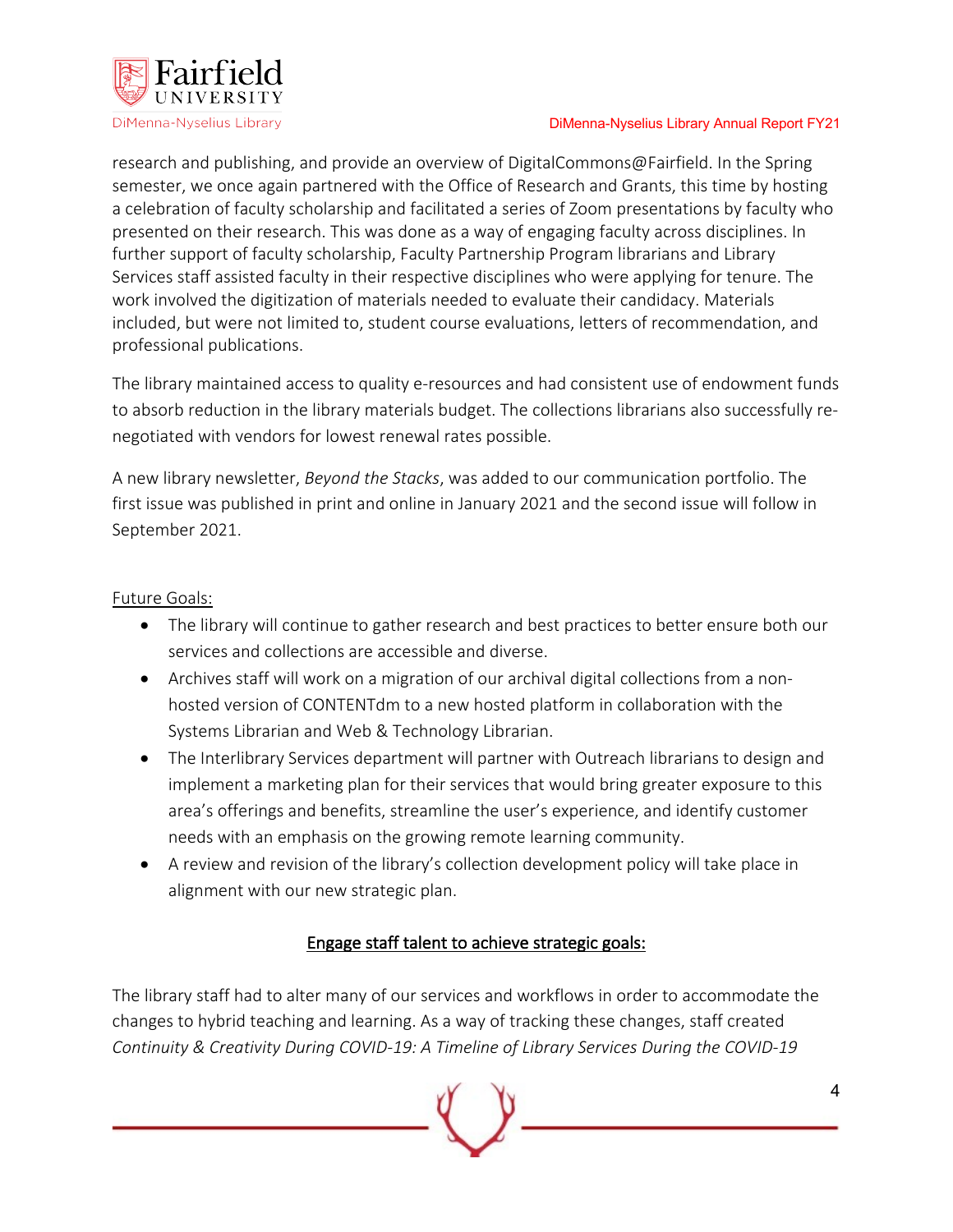research and publishing, and provide an overview of DigitalCommons@Fairfield. In the Spring semester, we once again partnered with the Office of Research and Grants, this time by hosting a celebration of faculty scholarship and facilitated a series of Zoom presentations by faculty who presented on their research. This was done as a way of engaging faculty across disciplines. In further support of faculty scholarship, Faculty Partnership Program librarians and Library Services staff assisted faculty in their respective disciplines who were applying for tenure. The work involved the digitization of materials needed to evaluate their candidacy. Materials included, but were not limited to, student course evaluations, letters of recommendation, and professional publications.

The library maintained access to quality e-resources and had consistent use of endowment funds to absorb reduction in the library materials budget. The collections librarians also successfully re-negotiated with vendors for lowest renewal rates possible.

A new library newsletter, *Beyond the Stacks*, was added to our communication portfolio. The first issue was published in print and online in January 2021 and the second issue will follow in September 2021.

Future Goals:

- The library will continue to gather research and best practices to better ensure both our services and collections are accessible and diverse.
- Archives staff will work on a migration of our archival digital collections from a non-hosted version of CONTENTdm to a new hosted platform in collaboration with the Systems Librarian and Web & Technology Librarian.
- The Interlibrary Services department will partner with Outreach librarians to design and implement a marketing plan for their services that would bring greater exposure to this area's offerings and benefits, streamline the user's experience, and identify customer needs with an emphasis on the growing remote learning community.
- A review and revision of the library's collection development policy will take place in alignment with our new strategic plan.

## Engage staff talent to achieve strategic goals:

The library staff had to alter many of our services and workflows in order to accommodate the changes to hybrid teaching and learning. As a way of tracking these changes, staff created *Continuity & Creativity During COVID-19: A Timeline of Library Services During the COVID-19*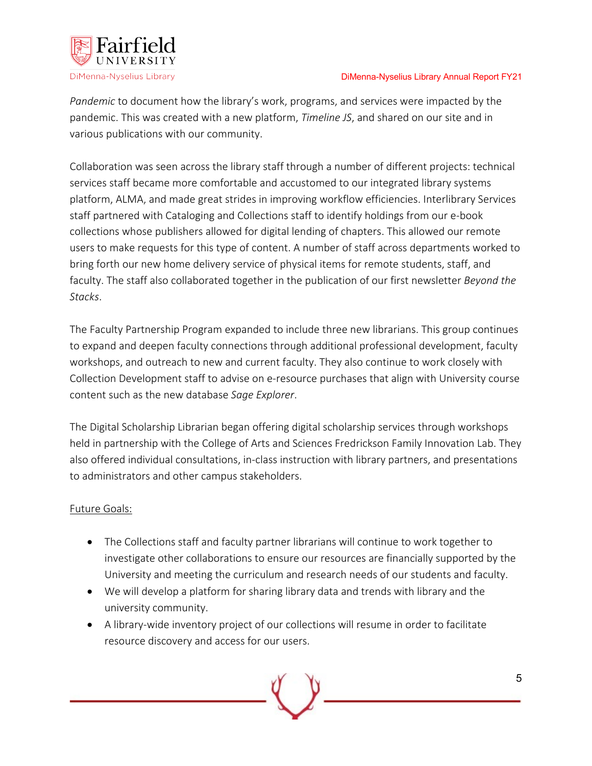*Pandemic* to document how the library's work, programs, and services were impacted by the pandemic. This was created with a new platform, *Timeline JS*, and shared on our site and in various publications with our community.

Collaboration was seen across the library staff through a number of different projects: technical services staff became more comfortable and accustomed to our integrated library systems platform, ALMA, and made great strides in improving workflow efficiencies. Interlibrary Services staff partnered with Cataloging and Collections staff to identify holdings from our e-book collections whose publishers allowed for digital lending of chapters. This allowed our remote users to make requests for this type of content. A number of staff across departments worked to bring forth our new home delivery service of physical items for remote students, staff, and faculty. The staff also collaborated together in the publication of our first newsletter *Beyond the Stacks*.

The Faculty Partnership Program expanded to include three new librarians. This group continues to expand and deepen faculty connections through additional professional development, faculty workshops, and outreach to new and current faculty. They also continue to work closely with Collection Development staff to advise on e-resource purchases that align with University course content such as the new database *Sage Explorer*.

The Digital Scholarship Librarian began offering digital scholarship services through workshops held in partnership with the College of Arts and Sciences Fredrickson Family Innovation Lab. They also offered individual consultations, in-class instruction with library partners, and presentations to administrators and other campus stakeholders.

<u>Future Goals:</u>

- The Collections staff and faculty partner librarians will continue to work together to investigate other collaborations to ensure our resources are financially supported by the University and meeting the curriculum and research needs of our students and faculty.
- We will develop a platform for sharing library data and trends with library and the university community.
- A library-wide inventory project of our collections will resume in order to facilitate resource discovery and access for our users.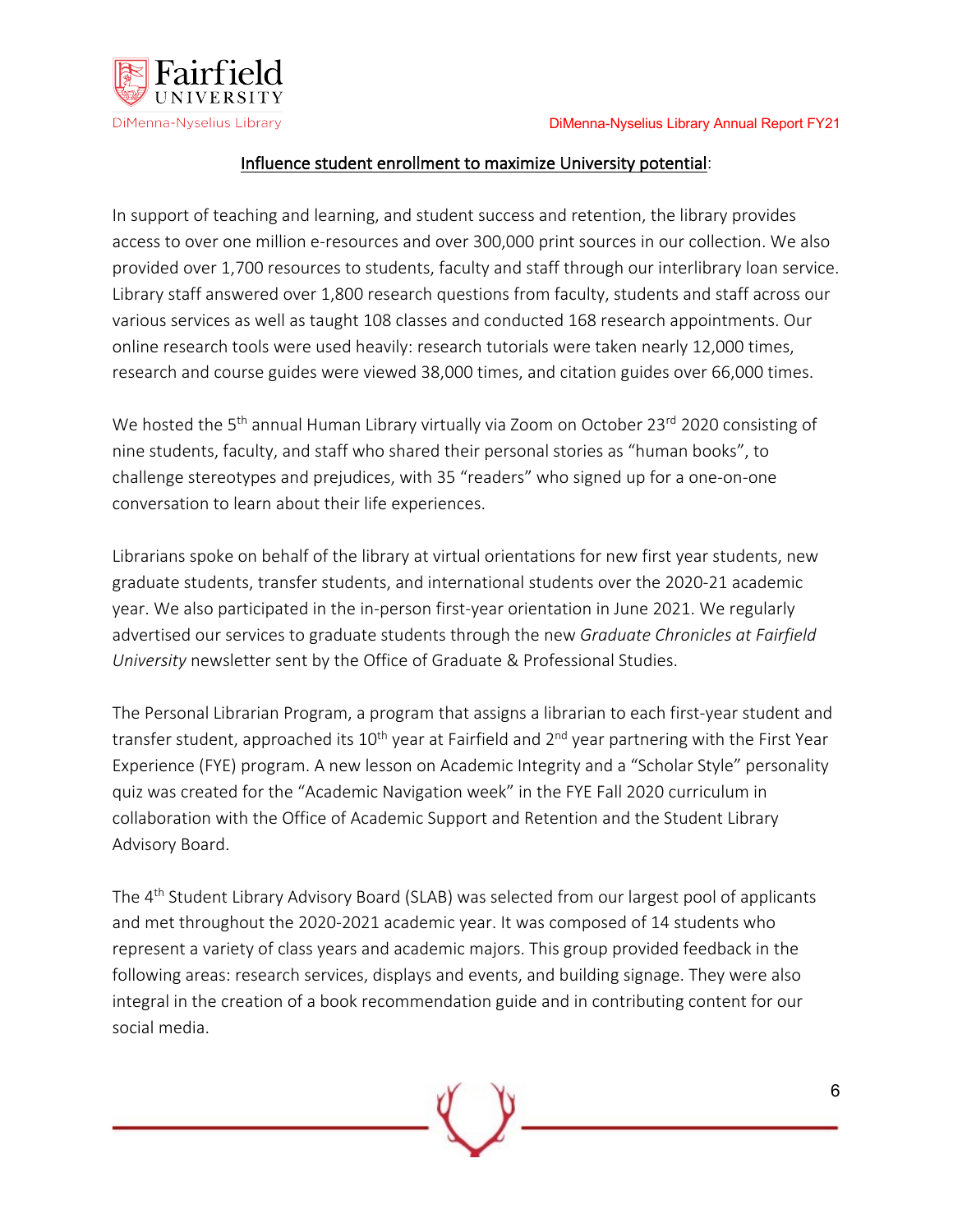<u>Influence student enrollment to maximize University potential</u>:

In support of teaching and learning, and student success and retention, the library provides access to over one million e-resources and over 300,000 print sources in our collection. We also provided over 1,700 resources to students, faculty and staff through our interlibrary loan service. Library staff answered over 1,800 research questions from faculty, students and staff across our various services as well as taught 108 classes and conducted 168 research appointments. Our online research tools were used heavily: research tutorials were taken nearly 12,000 times, research and course guides were viewed 38,000 times, and citation guides over 66,000 times.

We hosted the 5th annual Human Library virtually via Zoom on October 23rd 2020 consisting of nine students, faculty, and staff who shared their personal stories as "human books", to challenge stereotypes and prejudices, with 35 "readers" who signed up for a one-on-one conversation to learn about their life experiences.

Librarians spoke on behalf of the library at virtual orientations for new first year students, new graduate students, transfer students, and international students over the 2020-21 academic year. We also participated in the in-person first-year orientation in June 2021. We regularly advertised our services to graduate students through the new *Graduate Chronicles at Fairfield University* newsletter sent by the Office of Graduate & Professional Studies.

The Personal Librarian Program, a program that assigns a librarian to each first-year student and transfer student, approached its 10th year at Fairfield and 2nd year partnering with the First Year Experience (FYE) program. A new lesson on Academic Integrity and a "Scholar Style" personality quiz was created for the "Academic Navigation week" in the FYE Fall 2020 curriculum in collaboration with the Office of Academic Support and Retention and the Student Library Advisory Board.

The 4th Student Library Advisory Board (SLAB) was selected from our largest pool of applicants and met throughout the 2020-2021 academic year. It was composed of 14 students who represent a variety of class years and academic majors. This group provided feedback in the following areas: research services, displays and events, and building signage. They were also integral in the creation of a book recommendation guide and in contributing content for our social media.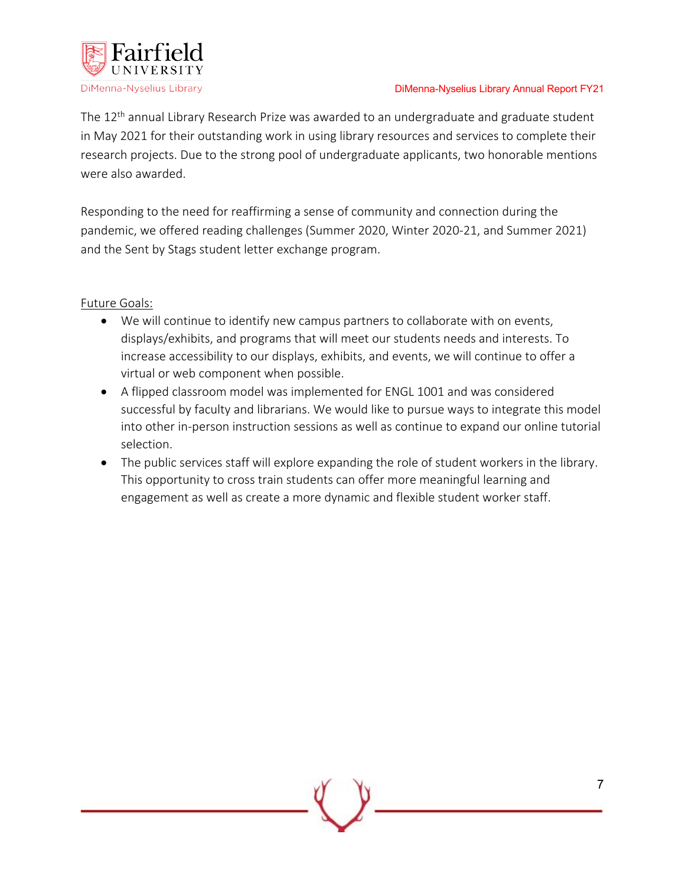The 12th annual Library Research Prize was awarded to an undergraduate and graduate student in May 2021 for their outstanding work in using library resources and services to complete their research projects. Due to the strong pool of undergraduate applicants, two honorable mentions were also awarded.

Responding to the need for reaffirming a sense of community and connection during the pandemic, we offered reading challenges (Summer 2020, Winter 2020-21, and Summer 2021) and the Sent by Stags student letter exchange program.

Future Goals:

- We will continue to identify new campus partners to collaborate with on events, displays/exhibits, and programs that will meet our students needs and interests. To increase accessibility to our displays, exhibits, and events, we will continue to offer a virtual or web component when possible.
- A flipped classroom model was implemented for ENGL 1001 and was considered successful by faculty and librarians. We would like to pursue ways to integrate this model into other in-person instruction sessions as well as continue to expand our online tutorial selection.
- The public services staff will explore expanding the role of student workers in the library. This opportunity to cross train students can offer more meaningful learning and engagement as well as create a more dynamic and flexible student worker staff.